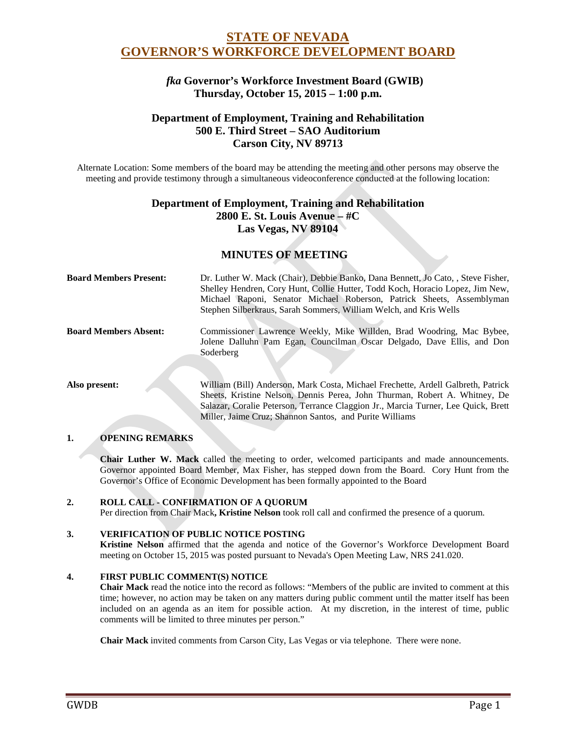# STATE OF NEVADA
# GOVERNOR'S WORKFORCE DEVELOPMENT BOARD

### *fka* Governor's Workforce Investment Board (GWIB)
### Thursday, October 15, 2015 – 1:00 p.m.

### Department of Employment, Training and Rehabilitation
### 500 E. Third Street – SAO Auditorium
### Carson City, NV 89713

Alternate Location: Some members of the board may be attending the meeting and other persons may observe the meeting and provide testimony through a simultaneous videoconference conducted at the following location:

### Department of Employment, Training and Rehabilitation
### 2800 E. St. Louis Avenue – #C
### Las Vegas, NV 89104

## MINUTES OF MEETING

**Board Members Present:** Dr. Luther W. Mack (Chair), Debbie Banko, Dana Bennett, Jo Cato, , Steve Fisher, Shelley Hendren, Cory Hunt, Collie Hutter, Todd Koch, Horacio Lopez, Jim New, Michael Raponi, Senator Michael Roberson, Patrick Sheets, Assemblyman Stephen Silberkraus, Sarah Sommers, William Welch, and Kris Wells

**Board Members Absent:** Commissioner Lawrence Weekly, Mike Willden, Brad Woodring, Mac Bybee, Jolene Dalluhn Pam Egan, Councilman Oscar Delgado, Dave Ellis, and Don Soderberg

**Also present:** William (Bill) Anderson, Mark Costa, Michael Frechette, Ardell Galbreth, Patrick Sheets, Kristine Nelson, Dennis Perea, John Thurman, Robert A. Whitney, De Salazar, Coralie Peterson, Terrance Claggion Jr., Marcia Turner, Lee Quick, Brett Miller, Jaime Cruz; Shannon Santos, and Purite Williams

### 1. OPENING REMARKS

**Chair Luther W. Mack** called the meeting to order, welcomed participants and made announcements. Governor appointed Board Member, Max Fisher, has stepped down from the Board. Cory Hunt from the Governor's Office of Economic Development has been formally appointed to the Board

### 2. ROLL CALL - CONFIRMATION OF A QUORUM

Per direction from Chair Mack**, Kristine Nelson** took roll call and confirmed the presence of a quorum.

### 3. VERIFICATION OF PUBLIC NOTICE POSTING

**Kristine Nelson** affirmed that the agenda and notice of the Governor's Workforce Development Board meeting on October 15, 2015 was posted pursuant to Nevada's Open Meeting Law, NRS 241.020.

### 4. FIRST PUBLIC COMMENT(S) NOTICE

**Chair Mack** read the notice into the record as follows: "Members of the public are invited to comment at this time; however, no action may be taken on any matters during public comment until the matter itself has been included on an agenda as an item for possible action. At my discretion, in the interest of time, public comments will be limited to three minutes per person."

**Chair Mack** invited comments from Carson City, Las Vegas or via telephone. There were none.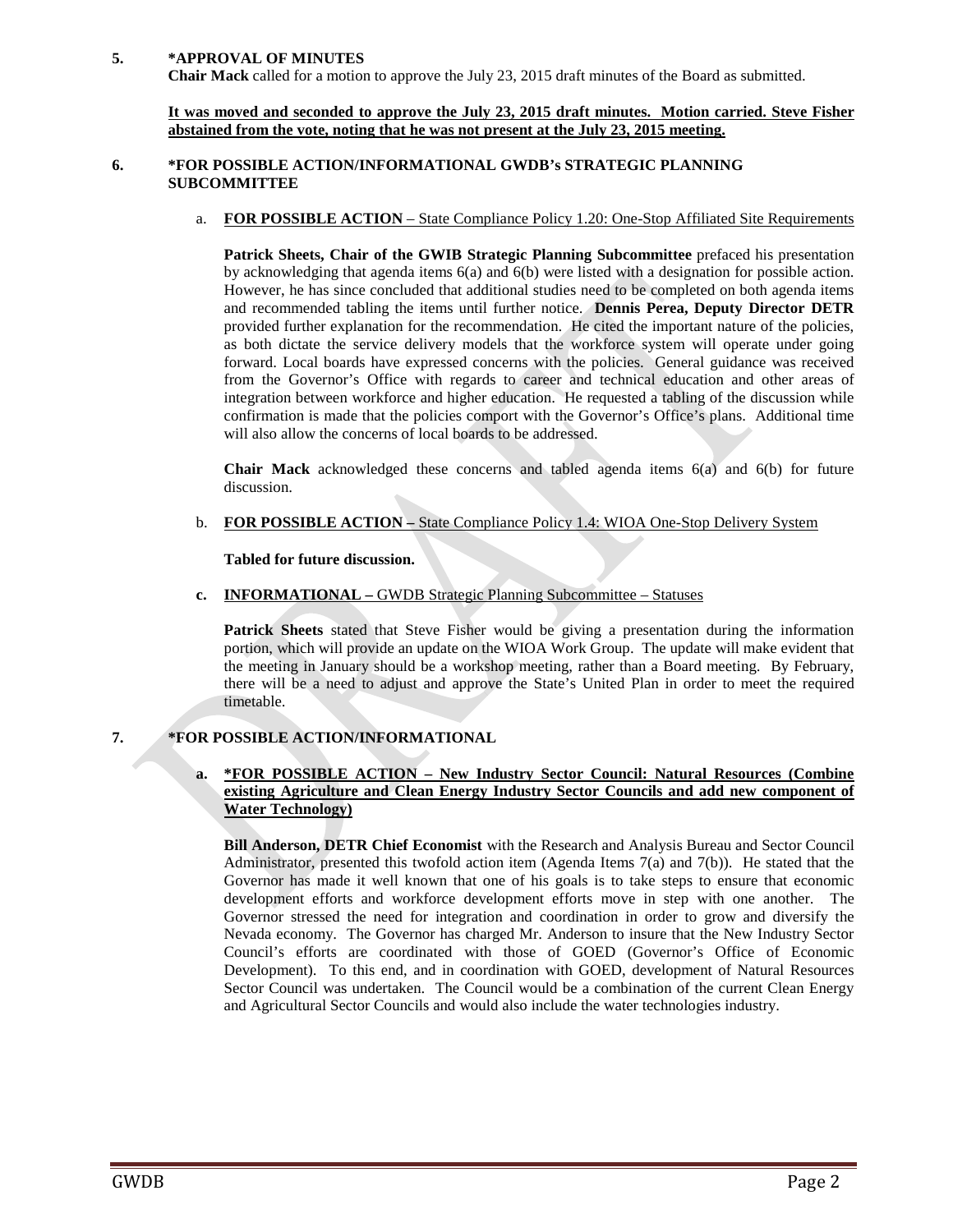**5. *APPROVAL OF MINUTES**

**Chair Mack** called for a motion to approve the July 23, 2015 draft minutes of the Board as submitted.

**It was moved and seconded to approve the July 23, 2015 draft minutes. Motion carried. Steve Fisher abstained from the vote, noting that he was not present at the July 23, 2015 meeting.**

**6. *FOR POSSIBLE ACTION/INFORMATIONAL GWDB's STRATEGIC PLANNING SUBCOMMITTEE**

a. **FOR POSSIBLE ACTION** – State Compliance Policy 1.20: One-Stop Affiliated Site Requirements

**Patrick Sheets, Chair of the GWIB Strategic Planning Subcommittee** prefaced his presentation by acknowledging that agenda items 6(a) and 6(b) were listed with a designation for possible action. However, he has since concluded that additional studies need to be completed on both agenda items and recommended tabling the items until further notice. **Dennis Perea, Deputy Director DETR** provided further explanation for the recommendation. He cited the important nature of the policies, as both dictate the service delivery models that the workforce system will operate under going forward. Local boards have expressed concerns with the policies. General guidance was received from the Governor's Office with regards to career and technical education and other areas of integration between workforce and higher education. He requested a tabling of the discussion while confirmation is made that the policies comport with the Governor's Office's plans. Additional time will also allow the concerns of local boards to be addressed.

**Chair Mack** acknowledged these concerns and tabled agenda items 6(a) and 6(b) for future discussion.

b. **FOR POSSIBLE ACTION –** State Compliance Policy 1.4: WIOA One-Stop Delivery System

**Tabled for future discussion.**

**c. INFORMATIONAL –** GWDB Strategic Planning Subcommittee – Statuses

**Patrick Sheets** stated that Steve Fisher would be giving a presentation during the information portion, which will provide an update on the WIOA Work Group. The update will make evident that the meeting in January should be a workshop meeting, rather than a Board meeting. By February, there will be a need to adjust and approve the State's United Plan in order to meet the required timetable.

**7. *FOR POSSIBLE ACTION/INFORMATIONAL**

**a. *FOR POSSIBLE ACTION – New Industry Sector Council: Natural Resources (Combine existing Agriculture and Clean Energy Industry Sector Councils and add new component of Water Technology)**

**Bill Anderson, DETR Chief Economist** with the Research and Analysis Bureau and Sector Council Administrator, presented this twofold action item (Agenda Items 7(a) and 7(b)). He stated that the Governor has made it well known that one of his goals is to take steps to ensure that economic development efforts and workforce development efforts move in step with one another. The Governor stressed the need for integration and coordination in order to grow and diversify the Nevada economy. The Governor has charged Mr. Anderson to insure that the New Industry Sector Council's efforts are coordinated with those of GOED (Governor's Office of Economic Development). To this end, and in coordination with GOED, development of Natural Resources Sector Council was undertaken. The Council would be a combination of the current Clean Energy and Agricultural Sector Councils and would also include the water technologies industry.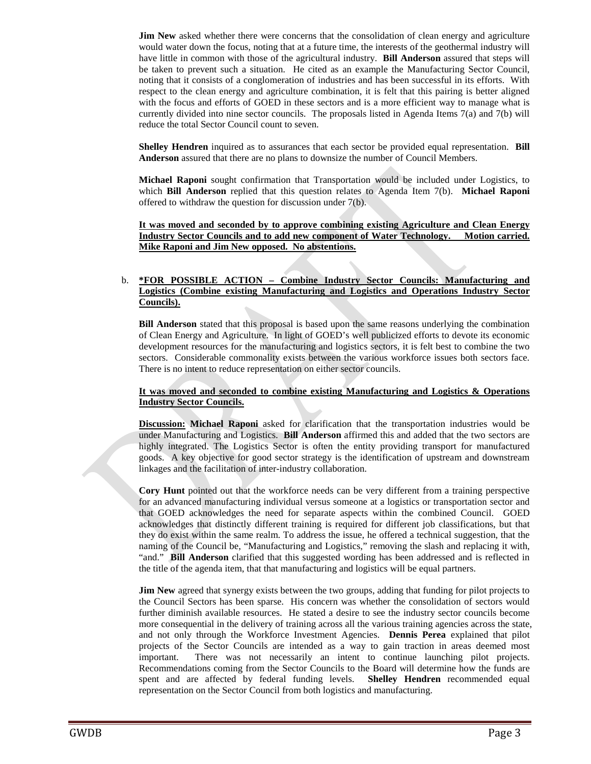**Jim New** asked whether there were concerns that the consolidation of clean energy and agriculture would water down the focus, noting that at a future time, the interests of the geothermal industry will have little in common with those of the agricultural industry. **Bill Anderson** assured that steps will be taken to prevent such a situation. He cited as an example the Manufacturing Sector Council, noting that it consists of a conglomeration of industries and has been successful in its efforts. With respect to the clean energy and agriculture combination, it is felt that this pairing is better aligned with the focus and efforts of GOED in these sectors and is a more efficient way to manage what is currently divided into nine sector councils. The proposals listed in Agenda Items 7(a) and 7(b) will reduce the total Sector Council count to seven.

**Shelley Hendren** inquired as to assurances that each sector be provided equal representation. **Bill Anderson** assured that there are no plans to downsize the number of Council Members.

**Michael Raponi** sought confirmation that Transportation would be included under Logistics, to which **Bill Anderson** replied that this question relates to Agenda Item 7(b). **Michael Raponi** offered to withdraw the question for discussion under 7(b).

**It was moved and seconded by to approve combining existing Agriculture and Clean Energy Industry Sector Councils and to add new component of Water Technology. Motion carried. Mike Raponi and Jim New opposed. No abstentions.**

b. **\*FOR POSSIBLE ACTION – Combine Industry Sector Councils: Manufacturing and Logistics (Combine existing Manufacturing and Logistics and Operations Industry Sector Councils).**

**Bill Anderson** stated that this proposal is based upon the same reasons underlying the combination of Clean Energy and Agriculture. In light of GOED's well publicized efforts to devote its economic development resources for the manufacturing and logistics sectors, it is felt best to combine the two sectors. Considerable commonality exists between the various workforce issues both sectors face. There is no intent to reduce representation on either sector councils.

**It was moved and seconded to combine existing Manufacturing and Logistics & Operations Industry Sector Councils.**

**Discussion: Michael Raponi** asked for clarification that the transportation industries would be under Manufacturing and Logistics. **Bill Anderson** affirmed this and added that the two sectors are highly integrated. The Logistics Sector is often the entity providing transport for manufactured goods. A key objective for good sector strategy is the identification of upstream and downstream linkages and the facilitation of inter-industry collaboration.

**Cory Hunt** pointed out that the workforce needs can be very different from a training perspective for an advanced manufacturing individual versus someone at a logistics or transportation sector and that GOED acknowledges the need for separate aspects within the combined Council. GOED acknowledges that distinctly different training is required for different job classifications, but that they do exist within the same realm. To address the issue, he offered a technical suggestion, that the naming of the Council be, "Manufacturing and Logistics," removing the slash and replacing it with, "and." **Bill Anderson** clarified that this suggested wording has been addressed and is reflected in the title of the agenda item, that that manufacturing and logistics will be equal partners.

**Jim New** agreed that synergy exists between the two groups, adding that funding for pilot projects to the Council Sectors has been sparse. His concern was whether the consolidation of sectors would further diminish available resources. He stated a desire to see the industry sector councils become more consequential in the delivery of training across all the various training agencies across the state, and not only through the Workforce Investment Agencies. **Dennis Perea** explained that pilot projects of the Sector Councils are intended as a way to gain traction in areas deemed most important. There was not necessarily an intent to continue launching pilot projects. Recommendations coming from the Sector Councils to the Board will determine how the funds are spent and are affected by federal funding levels. **Shelley Hendren** recommended equal representation on the Sector Council from both logistics and manufacturing.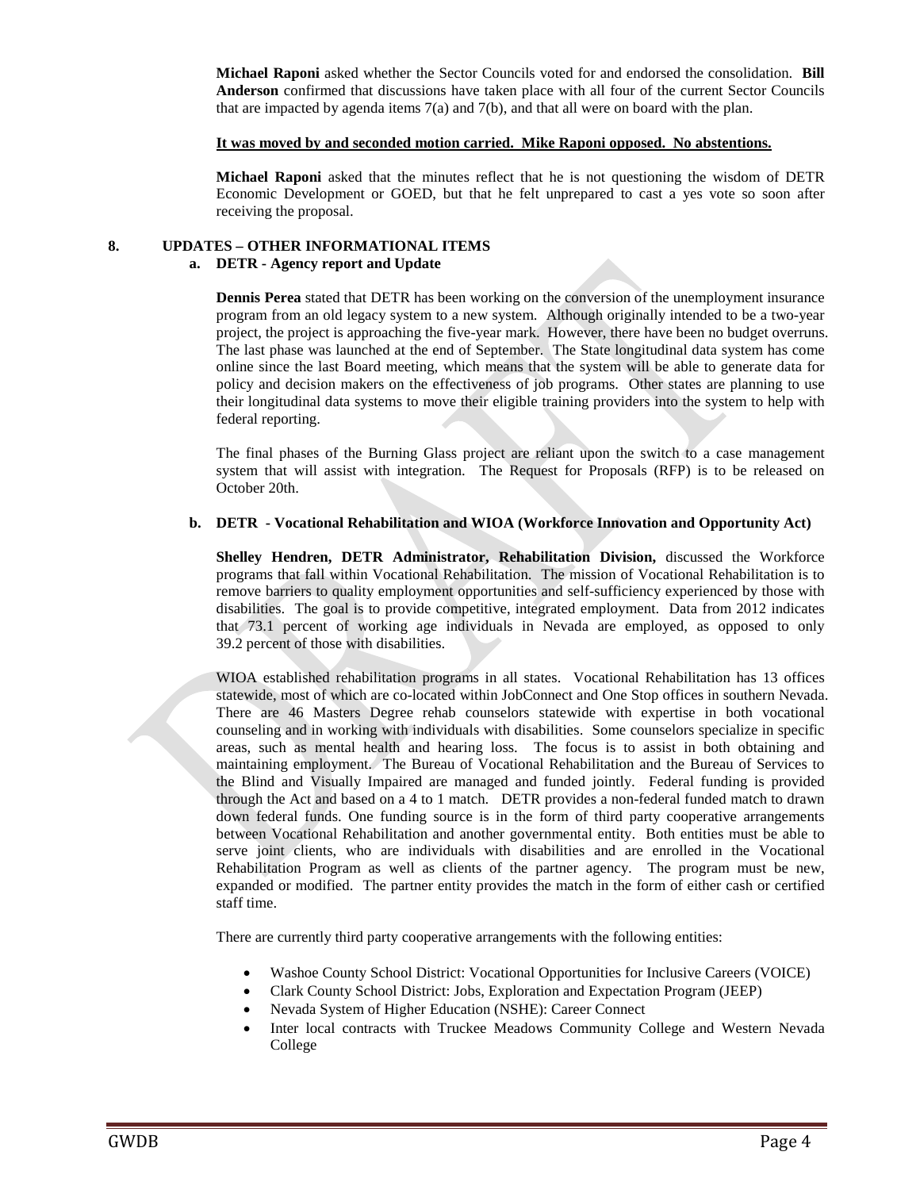**Michael Raponi** asked whether the Sector Councils voted for and endorsed the consolidation. **Bill Anderson** confirmed that discussions have taken place with all four of the current Sector Councils that are impacted by agenda items 7(a) and 7(b), and that all were on board with the plan.

**It was moved by and seconded motion carried. Mike Raponi opposed. No abstentions.**

**Michael Raponi** asked that the minutes reflect that he is not questioning the wisdom of DETR Economic Development or GOED, but that he felt unprepared to cast a yes vote so soon after receiving the proposal.

## 8. UPDATES – OTHER INFORMATIONAL ITEMS

### a. DETR - Agency report and Update

**Dennis Perea** stated that DETR has been working on the conversion of the unemployment insurance program from an old legacy system to a new system. Although originally intended to be a two-year project, the project is approaching the five-year mark. However, there have been no budget overruns. The last phase was launched at the end of September. The State longitudinal data system has come online since the last Board meeting, which means that the system will be able to generate data for policy and decision makers on the effectiveness of job programs. Other states are planning to use their longitudinal data systems to move their eligible training providers into the system to help with federal reporting.

The final phases of the Burning Glass project are reliant upon the switch to a case management system that will assist with integration. The Request for Proposals (RFP) is to be released on October 20th.

### b. DETR - Vocational Rehabilitation and WIOA (Workforce Innovation and Opportunity Act)

**Shelley Hendren, DETR Administrator, Rehabilitation Division,** discussed the Workforce programs that fall within Vocational Rehabilitation. The mission of Vocational Rehabilitation is to remove barriers to quality employment opportunities and self-sufficiency experienced by those with disabilities. The goal is to provide competitive, integrated employment. Data from 2012 indicates that 73.1 percent of working age individuals in Nevada are employed, as opposed to only 39.2 percent of those with disabilities.

WIOA established rehabilitation programs in all states. Vocational Rehabilitation has 13 offices statewide, most of which are co-located within JobConnect and One Stop offices in southern Nevada. There are 46 Masters Degree rehab counselors statewide with expertise in both vocational counseling and in working with individuals with disabilities. Some counselors specialize in specific areas, such as mental health and hearing loss. The focus is to assist in both obtaining and maintaining employment. The Bureau of Vocational Rehabilitation and the Bureau of Services to the Blind and Visually Impaired are managed and funded jointly. Federal funding is provided through the Act and based on a 4 to 1 match. DETR provides a non-federal funded match to drawn down federal funds. One funding source is in the form of third party cooperative arrangements between Vocational Rehabilitation and another governmental entity. Both entities must be able to serve joint clients, who are individuals with disabilities and are enrolled in the Vocational Rehabilitation Program as well as clients of the partner agency. The program must be new, expanded or modified. The partner entity provides the match in the form of either cash or certified staff time.

There are currently third party cooperative arrangements with the following entities:

- Washoe County School District: Vocational Opportunities for Inclusive Careers (VOICE)
- Clark County School District: Jobs, Exploration and Expectation Program (JEEP)
- Nevada System of Higher Education (NSHE): Career Connect
- Inter local contracts with Truckee Meadows Community College and Western Nevada College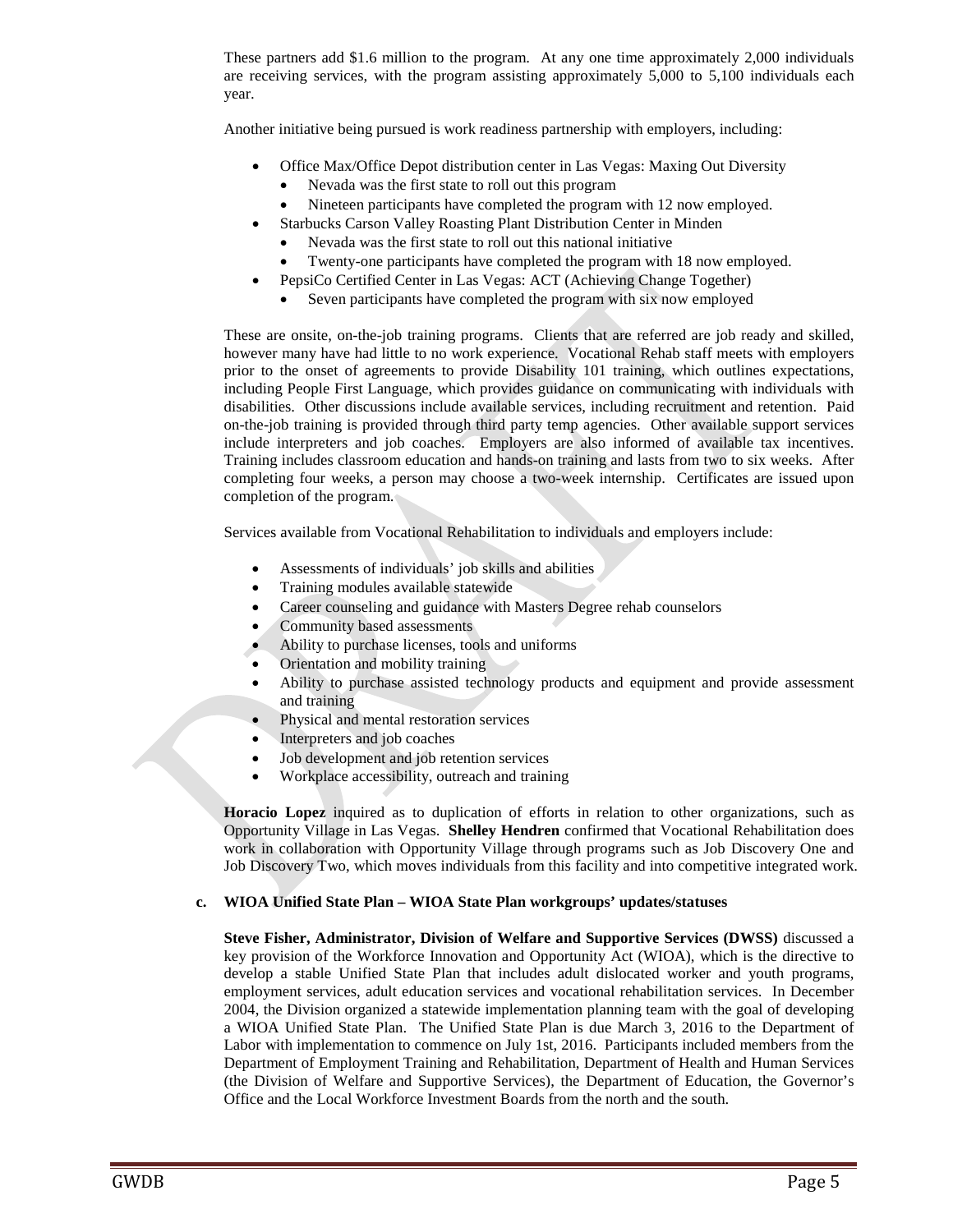These partners add $1.6 million to the program. At any one time approximately 2,000 individuals are receiving services, with the program assisting approximately 5,000 to 5,100 individuals each year.

Another initiative being pursued is work readiness partnership with employers, including:

- Office Max/Office Depot distribution center in Las Vegas: Maxing Out Diversity
  - Nevada was the first state to roll out this program
  - Nineteen participants have completed the program with 12 now employed.
- Starbucks Carson Valley Roasting Plant Distribution Center in Minden
  - Nevada was the first state to roll out this national initiative
  - Twenty-one participants have completed the program with 18 now employed.
- PepsiCo Certified Center in Las Vegas: ACT (Achieving Change Together)
  - Seven participants have completed the program with six now employed

These are onsite, on-the-job training programs. Clients that are referred are job ready and skilled, however many have had little to no work experience. Vocational Rehab staff meets with employers prior to the onset of agreements to provide Disability 101 training, which outlines expectations, including People First Language, which provides guidance on communicating with individuals with disabilities. Other discussions include available services, including recruitment and retention. Paid on-the-job training is provided through third party temp agencies. Other available support services include interpreters and job coaches. Employers are also informed of available tax incentives. Training includes classroom education and hands-on training and lasts from two to six weeks. After completing four weeks, a person may choose a two-week internship. Certificates are issued upon completion of the program.

Services available from Vocational Rehabilitation to individuals and employers include:

- Assessments of individuals' job skills and abilities
- Training modules available statewide
- Career counseling and guidance with Masters Degree rehab counselors
- Community based assessments
- Ability to purchase licenses, tools and uniforms
- Orientation and mobility training
- Ability to purchase assisted technology products and equipment and provide assessment and training
- Physical and mental restoration services
- Interpreters and job coaches
- Job development and job retention services
- Workplace accessibility, outreach and training

**Horacio Lopez** inquired as to duplication of efforts in relation to other organizations, such as Opportunity Village in Las Vegas. **Shelley Hendren** confirmed that Vocational Rehabilitation does work in collaboration with Opportunity Village through programs such as Job Discovery One and Job Discovery Two, which moves individuals from this facility and into competitive integrated work.

**c. WIOA Unified State Plan – WIOA State Plan workgroups' updates/statuses**

**Steve Fisher, Administrator, Division of Welfare and Supportive Services (DWSS)** discussed a key provision of the Workforce Innovation and Opportunity Act (WIOA), which is the directive to develop a stable Unified State Plan that includes adult dislocated worker and youth programs, employment services, adult education services and vocational rehabilitation services. In December 2004, the Division organized a statewide implementation planning team with the goal of developing a WIOA Unified State Plan. The Unified State Plan is due March 3, 2016 to the Department of Labor with implementation to commence on July 1st, 2016. Participants included members from the Department of Employment Training and Rehabilitation, Department of Health and Human Services (the Division of Welfare and Supportive Services), the Department of Education, the Governor's Office and the Local Workforce Investment Boards from the north and the south.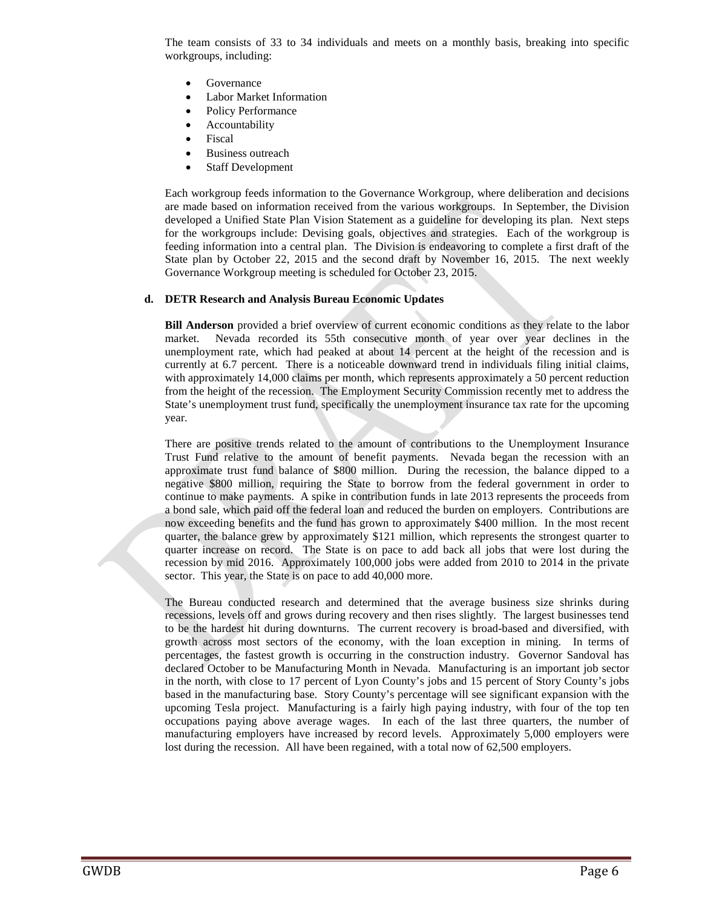The team consists of 33 to 34 individuals and meets on a monthly basis, breaking into specific workgroups, including:

- Governance
- Labor Market Information
- Policy Performance
- Accountability
- Fiscal
- Business outreach
- Staff Development

Each workgroup feeds information to the Governance Workgroup, where deliberation and decisions are made based on information received from the various workgroups. In September, the Division developed a Unified State Plan Vision Statement as a guideline for developing its plan. Next steps for the workgroups include: Devising goals, objectives and strategies. Each of the workgroup is feeding information into a central plan. The Division is endeavoring to complete a first draft of the State plan by October 22, 2015 and the second draft by November 16, 2015. The next weekly Governance Workgroup meeting is scheduled for October 23, 2015.

**d. DETR Research and Analysis Bureau Economic Updates**

**Bill Anderson** provided a brief overview of current economic conditions as they relate to the labor market. Nevada recorded its 55th consecutive month of year over year declines in the unemployment rate, which had peaked at about 14 percent at the height of the recession and is currently at 6.7 percent. There is a noticeable downward trend in individuals filing initial claims, with approximately 14,000 claims per month, which represents approximately a 50 percent reduction from the height of the recession. The Employment Security Commission recently met to address the State's unemployment trust fund, specifically the unemployment insurance tax rate for the upcoming year.

There are positive trends related to the amount of contributions to the Unemployment Insurance Trust Fund relative to the amount of benefit payments. Nevada began the recession with an approximate trust fund balance of $800 million. During the recession, the balance dipped to a negative $800 million, requiring the State to borrow from the federal government in order to continue to make payments. A spike in contribution funds in late 2013 represents the proceeds from a bond sale, which paid off the federal loan and reduced the burden on employers. Contributions are now exceeding benefits and the fund has grown to approximately $400 million. In the most recent quarter, the balance grew by approximately $121 million, which represents the strongest quarter to quarter increase on record. The State is on pace to add back all jobs that were lost during the recession by mid 2016. Approximately 100,000 jobs were added from 2010 to 2014 in the private sector. This year, the State is on pace to add 40,000 more.

The Bureau conducted research and determined that the average business size shrinks during recessions, levels off and grows during recovery and then rises slightly. The largest businesses tend to be the hardest hit during downturns. The current recovery is broad-based and diversified, with growth across most sectors of the economy, with the loan exception in mining. In terms of percentages, the fastest growth is occurring in the construction industry. Governor Sandoval has declared October to be Manufacturing Month in Nevada. Manufacturing is an important job sector in the north, with close to 17 percent of Lyon County's jobs and 15 percent of Story County's jobs based in the manufacturing base. Story County's percentage will see significant expansion with the upcoming Tesla project. Manufacturing is a fairly high paying industry, with four of the top ten occupations paying above average wages. In each of the last three quarters, the number of manufacturing employers have increased by record levels. Approximately 5,000 employers were lost during the recession. All have been regained, with a total now of 62,500 employers.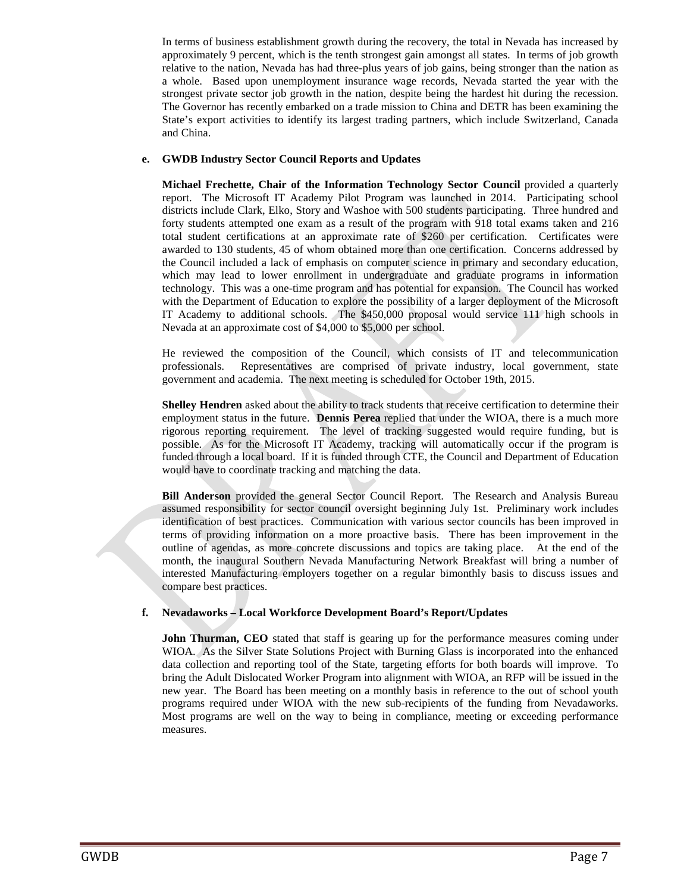In terms of business establishment growth during the recovery, the total in Nevada has increased by approximately 9 percent, which is the tenth strongest gain amongst all states. In terms of job growth relative to the nation, Nevada has had three-plus years of job gains, being stronger than the nation as a whole. Based upon unemployment insurance wage records, Nevada started the year with the strongest private sector job growth in the nation, despite being the hardest hit during the recession. The Governor has recently embarked on a trade mission to China and DETR has been examining the State's export activities to identify its largest trading partners, which include Switzerland, Canada and China.

**e. GWDB Industry Sector Council Reports and Updates**

**Michael Frechette, Chair of the Information Technology Sector Council** provided a quarterly report. The Microsoft IT Academy Pilot Program was launched in 2014. Participating school districts include Clark, Elko, Story and Washoe with 500 students participating. Three hundred and forty students attempted one exam as a result of the program with 918 total exams taken and 216 total student certifications at an approximate rate of $260 per certification. Certificates were awarded to 130 students, 45 of whom obtained more than one certification. Concerns addressed by the Council included a lack of emphasis on computer science in primary and secondary education, which may lead to lower enrollment in undergraduate and graduate programs in information technology. This was a one-time program and has potential for expansion. The Council has worked with the Department of Education to explore the possibility of a larger deployment of the Microsoft IT Academy to additional schools. The $450,000 proposal would service 111 high schools in Nevada at an approximate cost of $4,000 to $5,000 per school.

He reviewed the composition of the Council, which consists of IT and telecommunication professionals. Representatives are comprised of private industry, local government, state government and academia. The next meeting is scheduled for October 19th, 2015.

**Shelley Hendren** asked about the ability to track students that receive certification to determine their employment status in the future. **Dennis Perea** replied that under the WIOA, there is a much more rigorous reporting requirement. The level of tracking suggested would require funding, but is possible. As for the Microsoft IT Academy, tracking will automatically occur if the program is funded through a local board. If it is funded through CTE, the Council and Department of Education would have to coordinate tracking and matching the data.

**Bill Anderson** provided the general Sector Council Report. The Research and Analysis Bureau assumed responsibility for sector council oversight beginning July 1st. Preliminary work includes identification of best practices. Communication with various sector councils has been improved in terms of providing information on a more proactive basis. There has been improvement in the outline of agendas, as more concrete discussions and topics are taking place. At the end of the month, the inaugural Southern Nevada Manufacturing Network Breakfast will bring a number of interested Manufacturing employers together on a regular bimonthly basis to discuss issues and compare best practices.

**f. Nevadaworks – Local Workforce Development Board's Report/Updates**

**John Thurman, CEO** stated that staff is gearing up for the performance measures coming under WIOA. As the Silver State Solutions Project with Burning Glass is incorporated into the enhanced data collection and reporting tool of the State, targeting efforts for both boards will improve. To bring the Adult Dislocated Worker Program into alignment with WIOA, an RFP will be issued in the new year. The Board has been meeting on a monthly basis in reference to the out of school youth programs required under WIOA with the new sub-recipients of the funding from Nevadaworks. Most programs are well on the way to being in compliance, meeting or exceeding performance measures.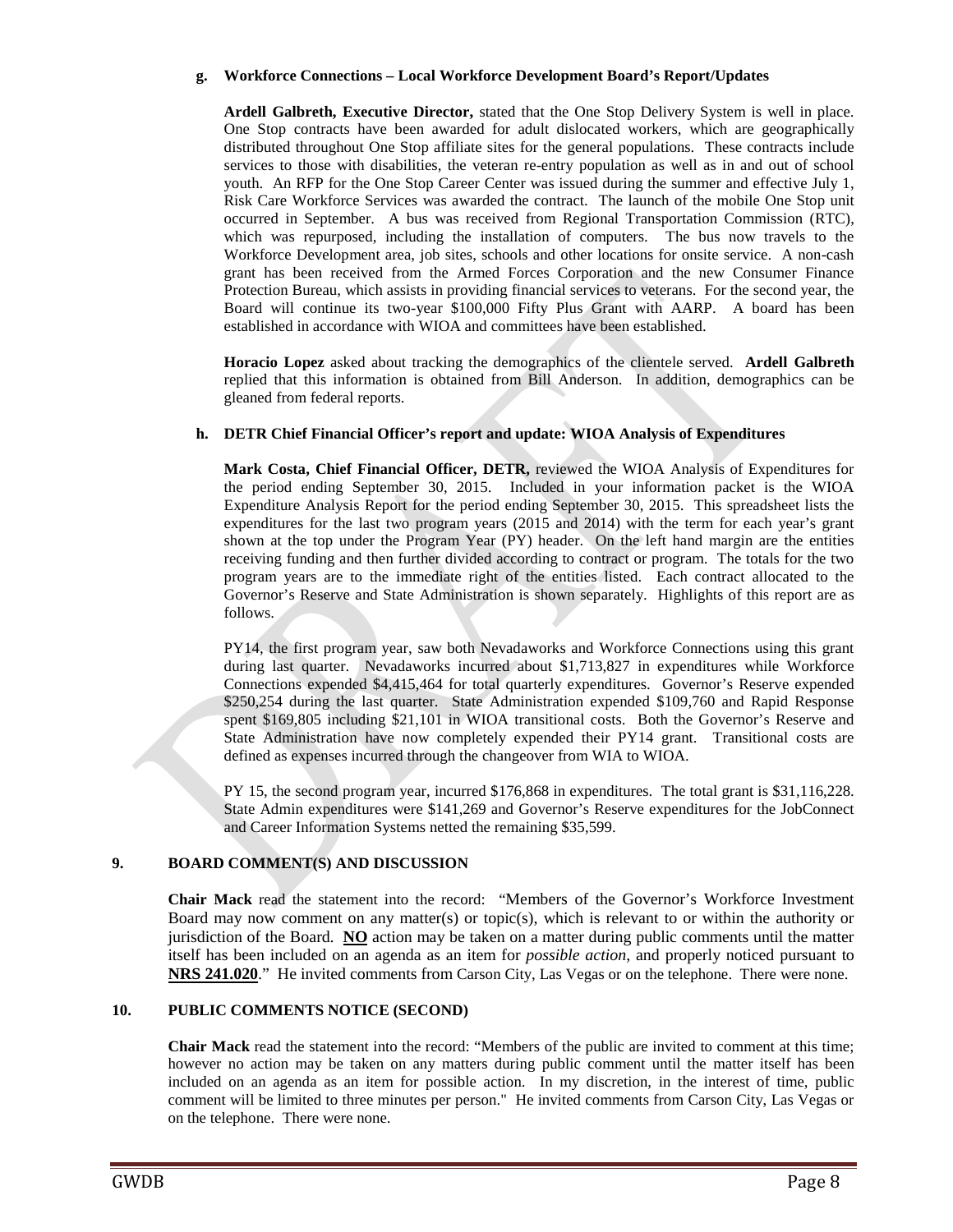**g. Workforce Connections – Local Workforce Development Board's Report/Updates**

**Ardell Galbreth, Executive Director,** stated that the One Stop Delivery System is well in place. One Stop contracts have been awarded for adult dislocated workers, which are geographically distributed throughout One Stop affiliate sites for the general populations. These contracts include services to those with disabilities, the veteran re-entry population as well as in and out of school youth. An RFP for the One Stop Career Center was issued during the summer and effective July 1, Risk Care Workforce Services was awarded the contract. The launch of the mobile One Stop unit occurred in September. A bus was received from Regional Transportation Commission (RTC), which was repurposed, including the installation of computers. The bus now travels to the Workforce Development area, job sites, schools and other locations for onsite service. A non-cash grant has been received from the Armed Forces Corporation and the new Consumer Finance Protection Bureau, which assists in providing financial services to veterans. For the second year, the Board will continue its two-year $100,000 Fifty Plus Grant with AARP. A board has been established in accordance with WIOA and committees have been established.

**Horacio Lopez** asked about tracking the demographics of the clientele served. **Ardell Galbreth** replied that this information is obtained from Bill Anderson. In addition, demographics can be gleaned from federal reports.

**h. DETR Chief Financial Officer's report and update: WIOA Analysis of Expenditures**

**Mark Costa, Chief Financial Officer, DETR,** reviewed the WIOA Analysis of Expenditures for the period ending September 30, 2015. Included in your information packet is the WIOA Expenditure Analysis Report for the period ending September 30, 2015. This spreadsheet lists the expenditures for the last two program years (2015 and 2014) with the term for each year's grant shown at the top under the Program Year (PY) header. On the left hand margin are the entities receiving funding and then further divided according to contract or program. The totals for the two program years are to the immediate right of the entities listed. Each contract allocated to the Governor's Reserve and State Administration is shown separately. Highlights of this report are as follows.

PY14, the first program year, saw both Nevadaworks and Workforce Connections using this grant during last quarter. Nevadaworks incurred about $1,713,827 in expenditures while Workforce Connections expended $4,415,464 for total quarterly expenditures. Governor's Reserve expended $250,254 during the last quarter. State Administration expended $109,760 and Rapid Response spent $169,805 including $21,101 in WIOA transitional costs. Both the Governor's Reserve and State Administration have now completely expended their PY14 grant. Transitional costs are defined as expenses incurred through the changeover from WIA to WIOA.

PY 15, the second program year, incurred $176,868 in expenditures. The total grant is $31,116,228. State Admin expenditures were $141,269 and Governor's Reserve expenditures for the JobConnect and Career Information Systems netted the remaining $35,599.

## 9. BOARD COMMENT(S) AND DISCUSSION

**Chair Mack** read the statement into the record: "Members of the Governor's Workforce Investment Board may now comment on any matter(s) or topic(s), which is relevant to or within the authority or jurisdiction of the Board. **NO** action may be taken on a matter during public comments until the matter itself has been included on an agenda as an item for *possible action*, and properly noticed pursuant to **NRS 241.020**." He invited comments from Carson City, Las Vegas or on the telephone. There were none.

## 10. PUBLIC COMMENTS NOTICE (SECOND)

**Chair Mack** read the statement into the record: "Members of the public are invited to comment at this time; however no action may be taken on any matters during public comment until the matter itself has been included on an agenda as an item for possible action. In my discretion, in the interest of time, public comment will be limited to three minutes per person." He invited comments from Carson City, Las Vegas or on the telephone. There were none.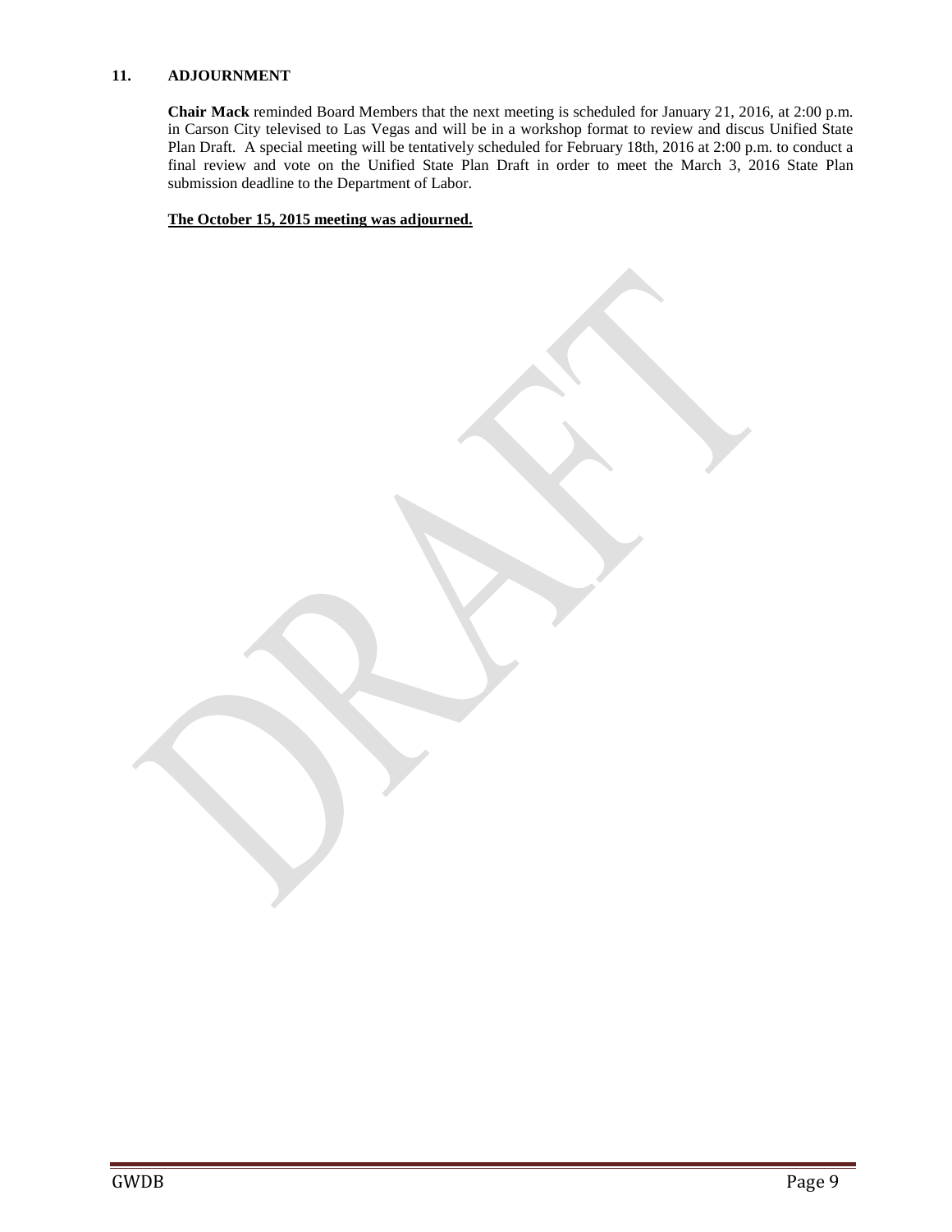**11. ADJOURNMENT**

**Chair Mack** reminded Board Members that the next meeting is scheduled for January 21, 2016, at 2:00 p.m. in Carson City televised to Las Vegas and will be in a workshop format to review and discus Unified State Plan Draft. A special meeting will be tentatively scheduled for February 18th, 2016 at 2:00 p.m. to conduct a final review and vote on the Unified State Plan Draft in order to meet the March 3, 2016 State Plan submission deadline to the Department of Labor.

**The October 15, 2015 meeting was adjourned.**